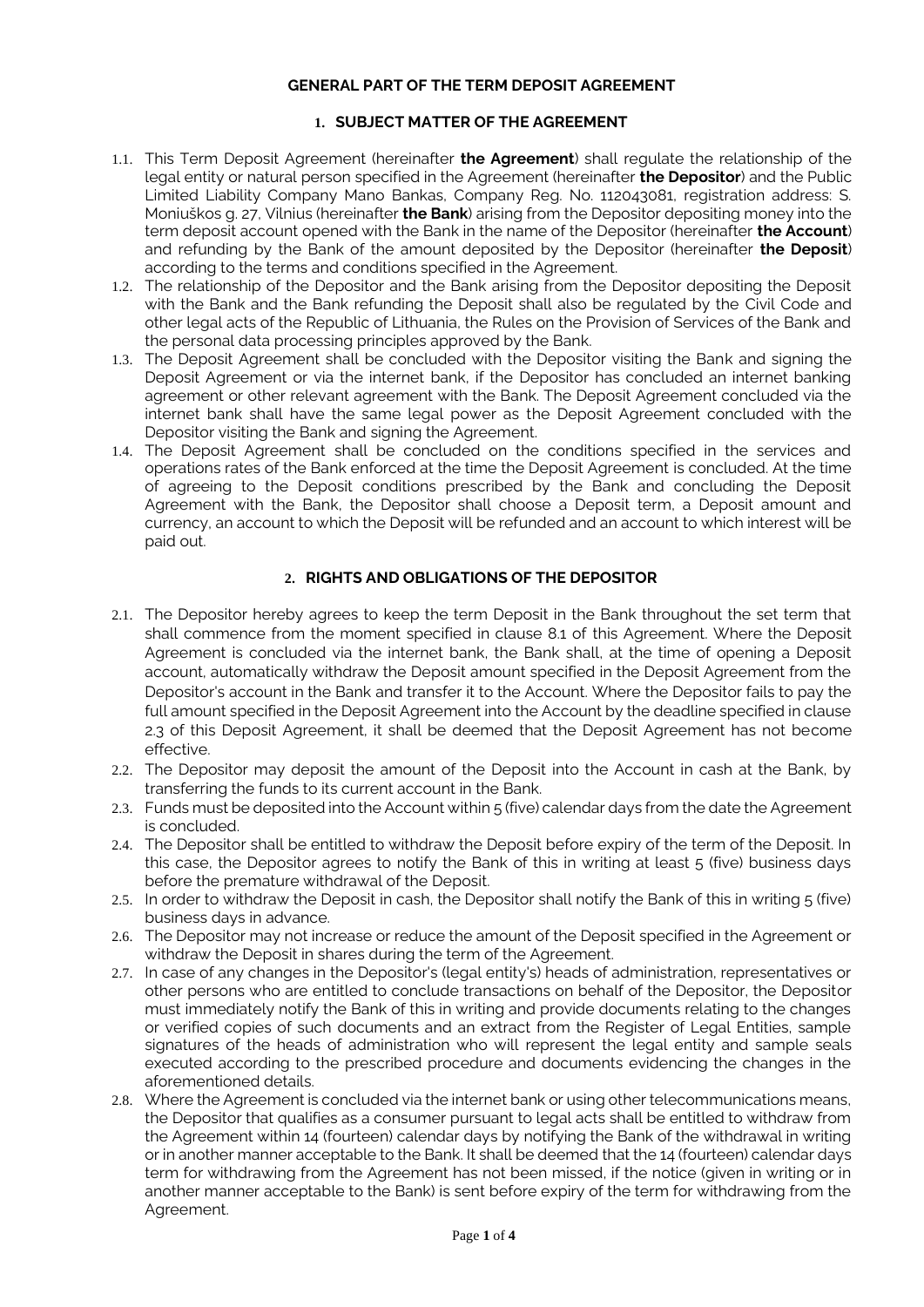# GENERAL PART OF THE TERM DEPOSIT AGREEMENT

## 1. SUBJECT MATTER OF THE AGREEMENT

1.1. This Term Deposit Agreement (hereinafter **the Agreement**) shall regulate the relationship of the legal entity or natural person specified in the Agreement (hereinafter **the Depositor**) and the Public Limited Liability Company Mano Bankas, Company Reg. No. 112043081, registration address: S. Moniuškos g. 27, Vilnius (hereinafter **the Bank**) arising from the Depositor depositing money into the term deposit account opened with the Bank in the name of the Depositor (hereinafter **the Account**) and refunding by the Bank of the amount deposited by the Depositor (hereinafter **the Deposit**) according to the terms and conditions specified in the Agreement.

1.2. The relationship of the Depositor and the Bank arising from the Depositor depositing the Deposit with the Bank and the Bank refunding the Deposit shall also be regulated by the Civil Code and other legal acts of the Republic of Lithuania, the Rules on the Provision of Services of the Bank and the personal data processing principles approved by the Bank.

1.3. The Deposit Agreement shall be concluded with the Depositor visiting the Bank and signing the Deposit Agreement or via the internet bank, if the Depositor has concluded an internet banking agreement or other relevant agreement with the Bank. The Deposit Agreement concluded via the internet bank shall have the same legal power as the Deposit Agreement concluded with the Depositor visiting the Bank and signing the Agreement.

1.4. The Deposit Agreement shall be concluded on the conditions specified in the services and operations rates of the Bank enforced at the time the Deposit Agreement is concluded. At the time of agreeing to the Deposit conditions prescribed by the Bank and concluding the Deposit Agreement with the Bank, the Depositor shall choose a Deposit term, a Deposit amount and currency, an account to which the Deposit will be refunded and an account to which interest will be paid out.

## 2. RIGHTS AND OBLIGATIONS OF THE DEPOSITOR

2.1. The Depositor hereby agrees to keep the term Deposit in the Bank throughout the set term that shall commence from the moment specified in clause 8.1 of this Agreement. Where the Deposit Agreement is concluded via the internet bank, the Bank shall, at the time of opening a Deposit account, automatically withdraw the Deposit amount specified in the Deposit Agreement from the Depositor's account in the Bank and transfer it to the Account. Where the Depositor fails to pay the full amount specified in the Deposit Agreement into the Account by the deadline specified in clause 2.3 of this Deposit Agreement, it shall be deemed that the Deposit Agreement has not become effective.

2.2. The Depositor may deposit the amount of the Deposit into the Account in cash at the Bank, by transferring the funds to its current account in the Bank.

2.3. Funds must be deposited into the Account within 5 (five) calendar days from the date the Agreement is concluded.

2.4. The Depositor shall be entitled to withdraw the Deposit before expiry of the term of the Deposit. In this case, the Depositor agrees to notify the Bank of this in writing at least 5 (five) business days before the premature withdrawal of the Deposit.

2.5. In order to withdraw the Deposit in cash, the Depositor shall notify the Bank of this in writing 5 (five) business days in advance.

2.6. The Depositor may not increase or reduce the amount of the Deposit specified in the Agreement or withdraw the Deposit in shares during the term of the Agreement.

2.7. In case of any changes in the Depositor's (legal entity's) heads of administration, representatives or other persons who are entitled to conclude transactions on behalf of the Depositor, the Depositor must immediately notify the Bank of this in writing and provide documents relating to the changes or verified copies of such documents and an extract from the Register of Legal Entities, sample signatures of the heads of administration who will represent the legal entity and sample seals executed according to the prescribed procedure and documents evidencing the changes in the aforementioned details.

2.8. Where the Agreement is concluded via the internet bank or using other telecommunications means, the Depositor that qualifies as a consumer pursuant to legal acts shall be entitled to withdraw from the Agreement within 14 (fourteen) calendar days by notifying the Bank of the withdrawal in writing or in another manner acceptable to the Bank. It shall be deemed that the 14 (fourteen) calendar days term for withdrawing from the Agreement has not been missed, if the notice (given in writing or in another manner acceptable to the Bank) is sent before expiry of the term for withdrawing from the Agreement.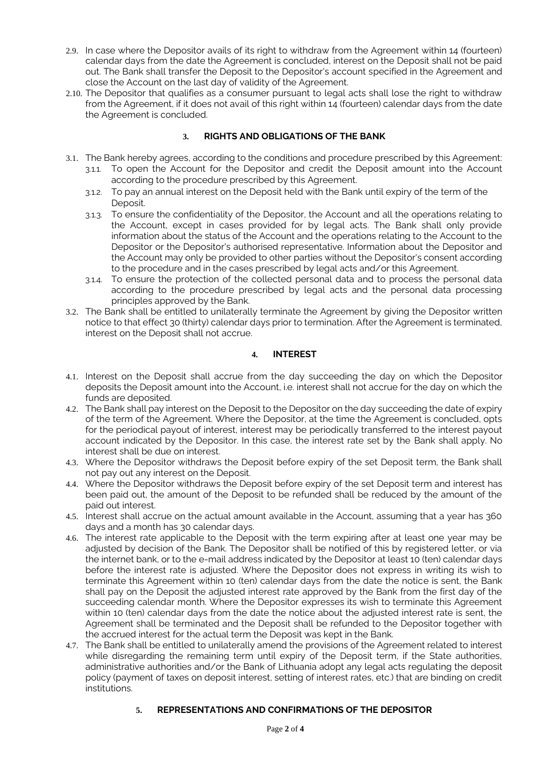2.9. In case where the Depositor avails of its right to withdraw from the Agreement within 14 (fourteen) calendar days from the date the Agreement is concluded, interest on the Deposit shall not be paid out. The Bank shall transfer the Deposit to the Depositor's account specified in the Agreement and close the Account on the last day of validity of the Agreement.

2.10. The Depositor that qualifies as a consumer pursuant to legal acts shall lose the right to withdraw from the Agreement, if it does not avail of this right within 14 (fourteen) calendar days from the date the Agreement is concluded.

## 3. RIGHTS AND OBLIGATIONS OF THE BANK

3.1. The Bank hereby agrees, according to the conditions and procedure prescribed by this Agreement:

3.1.1. To open the Account for the Depositor and credit the Deposit amount into the Account according to the procedure prescribed by this Agreement.

3.1.2. To pay an annual interest on the Deposit held with the Bank until expiry of the term of the Deposit.

3.1.3. To ensure the confidentiality of the Depositor, the Account and all the operations relating to the Account, except in cases provided for by legal acts. The Bank shall only provide information about the status of the Account and the operations relating to the Account to the Depositor or the Depositor's authorised representative. Information about the Depositor and the Account may only be provided to other parties without the Depositor's consent according to the procedure and in the cases prescribed by legal acts and/or this Agreement.

3.1.4. To ensure the protection of the collected personal data and to process the personal data according to the procedure prescribed by legal acts and the personal data processing principles approved by the Bank.

3.2. The Bank shall be entitled to unilaterally terminate the Agreement by giving the Depositor written notice to that effect 30 (thirty) calendar days prior to termination. After the Agreement is terminated, interest on the Deposit shall not accrue.

## 4. INTEREST

4.1. Interest on the Deposit shall accrue from the day succeeding the day on which the Depositor deposits the Deposit amount into the Account, i.e. interest shall not accrue for the day on which the funds are deposited.

4.2. The Bank shall pay interest on the Deposit to the Depositor on the day succeeding the date of expiry of the term of the Agreement. Where the Depositor, at the time the Agreement is concluded, opts for the periodical payout of interest, interest may be periodically transferred to the interest payout account indicated by the Depositor. In this case, the interest rate set by the Bank shall apply. No interest shall be due on interest.

4.3. Where the Depositor withdraws the Deposit before expiry of the set Deposit term, the Bank shall not pay out any interest on the Deposit.

4.4. Where the Depositor withdraws the Deposit before expiry of the set Deposit term and interest has been paid out, the amount of the Deposit to be refunded shall be reduced by the amount of the paid out interest.

4.5. Interest shall accrue on the actual amount available in the Account, assuming that a year has 360 days and a month has 30 calendar days.

4.6. The interest rate applicable to the Deposit with the term expiring after at least one year may be adjusted by decision of the Bank. The Depositor shall be notified of this by registered letter, or via the internet bank, or to the e-mail address indicated by the Depositor at least 10 (ten) calendar days before the interest rate is adjusted. Where the Depositor does not express in writing its wish to terminate this Agreement within 10 (ten) calendar days from the date the notice is sent, the Bank shall pay on the Deposit the adjusted interest rate approved by the Bank from the first day of the succeeding calendar month. Where the Depositor expresses its wish to terminate this Agreement within 10 (ten) calendar days from the date the notice about the adjusted interest rate is sent, the Agreement shall be terminated and the Deposit shall be refunded to the Depositor together with the accrued interest for the actual term the Deposit was kept in the Bank.

4.7. The Bank shall be entitled to unilaterally amend the provisions of the Agreement related to interest while disregarding the remaining term until expiry of the Deposit term, if the State authorities, administrative authorities and/or the Bank of Lithuania adopt any legal acts regulating the deposit policy (payment of taxes on deposit interest, setting of interest rates, etc.) that are binding on credit institutions.

## 5. REPRESENTATIONS AND CONFIRMATIONS OF THE DEPOSITOR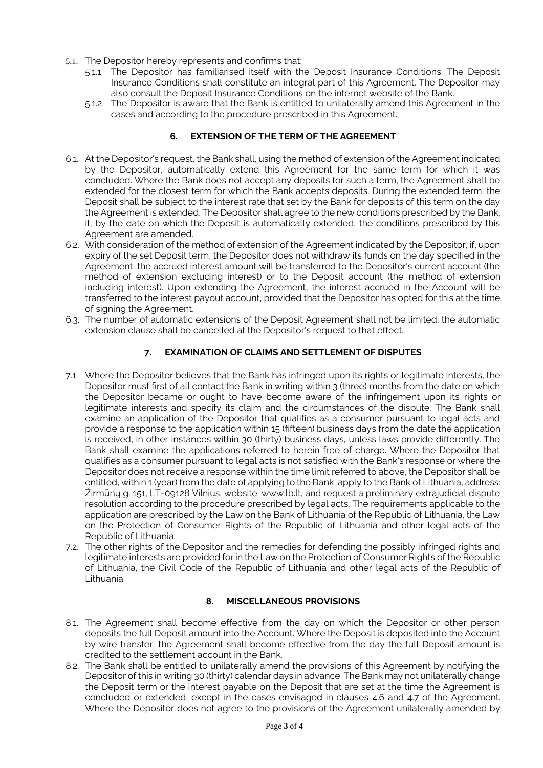5.1. The Depositor hereby represents and confirms that:

5.1.1. The Depositor has familiarised itself with the Deposit Insurance Conditions. The Deposit Insurance Conditions shall constitute an integral part of this Agreement. The Depositor may also consult the Deposit Insurance Conditions on the internet website of the Bank.

5.1.2. The Depositor is aware that the Bank is entitled to unilaterally amend this Agreement in the cases and according to the procedure prescribed in this Agreement.

## 6. EXTENSION OF THE TERM OF THE AGREEMENT

6.1. At the Depositor's request, the Bank shall, using the method of extension of the Agreement indicated by the Depositor, automatically extend this Agreement for the same term for which it was concluded. Where the Bank does not accept any deposits for such a term, the Agreement shall be extended for the closest term for which the Bank accepts deposits. During the extended term, the Deposit shall be subject to the interest rate that set by the Bank for deposits of this term on the day the Agreement is extended. The Depositor shall agree to the new conditions prescribed by the Bank, if, by the date on which the Deposit is automatically extended, the conditions prescribed by this Agreement are amended.

6.2. With consideration of the method of extension of the Agreement indicated by the Depositor, if, upon expiry of the set Deposit term, the Depositor does not withdraw its funds on the day specified in the Agreement, the accrued interest amount will be transferred to the Depositor's current account (the method of extension excluding interest) or to the Deposit account (the method of extension including interest). Upon extending the Agreement, the interest accrued in the Account will be transferred to the interest payout account, provided that the Depositor has opted for this at the time of signing the Agreement.

6.3. The number of automatic extensions of the Deposit Agreement shall not be limited; the automatic extension clause shall be cancelled at the Depositor's request to that effect.

## 7. EXAMINATION OF CLAIMS AND SETTLEMENT OF DISPUTES

7.1. Where the Depositor believes that the Bank has infringed upon its rights or legitimate interests, the Depositor must first of all contact the Bank in writing within 3 (three) months from the date on which the Depositor became or ought to have become aware of the infringement upon its rights or legitimate interests and specify its claim and the circumstances of the dispute. The Bank shall examine an application of the Depositor that qualifies as a consumer pursuant to legal acts and provide a response to the application within 15 (fifteen) business days from the date the application is received, in other instances within 30 (thirty) business days, unless laws provide differently. The Bank shall examine the applications referred to herein free of charge. Where the Depositor that qualifies as a consumer pursuant to legal acts is not satisfied with the Bank's response or where the Depositor does not receive a response within the time limit referred to above, the Depositor shall be entitled, within 1 (year) from the date of applying to the Bank, apply to the Bank of Lithuania, address: Žirmūnų g. 151, LT-09128 Vilnius, website: www.lb.lt, and request a preliminary extrajudicial dispute resolution according to the procedure prescribed by legal acts. The requirements applicable to the application are prescribed by the Law on the Bank of Lithuania of the Republic of Lithuania, the Law on the Protection of Consumer Rights of the Republic of Lithuania and other legal acts of the Republic of Lithuania.

7.2. The other rights of the Depositor and the remedies for defending the possibly infringed rights and legitimate interests are provided for in the Law on the Protection of Consumer Rights of the Republic of Lithuania, the Civil Code of the Republic of Lithuania and other legal acts of the Republic of Lithuania.

## 8. MISCELLANEOUS PROVISIONS

8.1. The Agreement shall become effective from the day on which the Depositor or other person deposits the full Deposit amount into the Account. Where the Deposit is deposited into the Account by wire transfer, the Agreement shall become effective from the day the full Deposit amount is credited to the settlement account in the Bank.

8.2. The Bank shall be entitled to unilaterally amend the provisions of this Agreement by notifying the Depositor of this in writing 30 (thirty) calendar days in advance. The Bank may not unilaterally change the Deposit term or the interest payable on the Deposit that are set at the time the Agreement is concluded or extended, except in the cases envisaged in clauses 4.6 and 4.7 of the Agreement. Where the Depositor does not agree to the provisions of the Agreement unilaterally amended by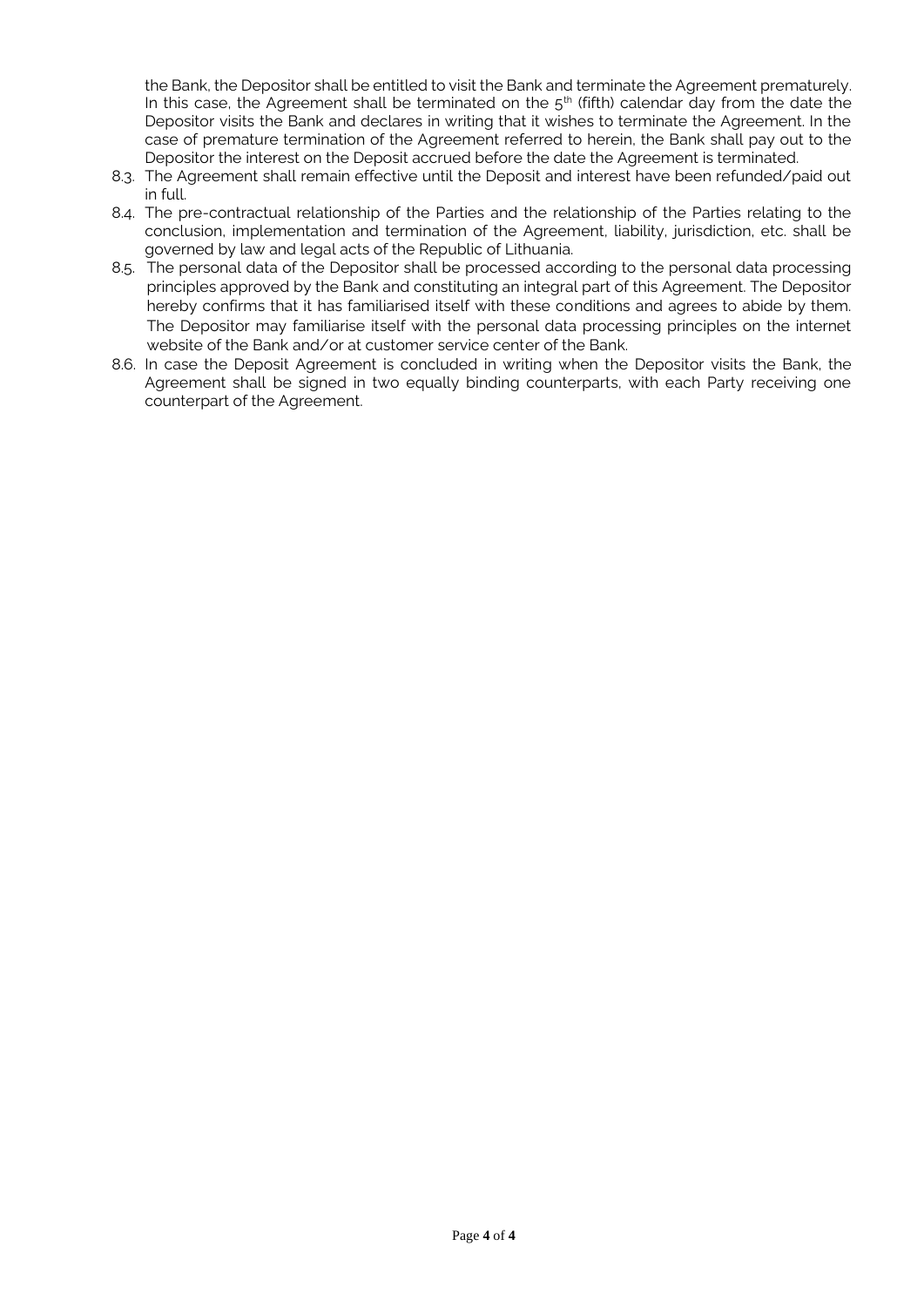the Bank, the Depositor shall be entitled to visit the Bank and terminate the Agreement prematurely. In this case, the Agreement shall be terminated on the 5th (fifth) calendar day from the date the Depositor visits the Bank and declares in writing that it wishes to terminate the Agreement. In the case of premature termination of the Agreement referred to herein, the Bank shall pay out to the Depositor the interest on the Deposit accrued before the date the Agreement is terminated.

8.3. The Agreement shall remain effective until the Deposit and interest have been refunded/paid out in full.

8.4. The pre-contractual relationship of the Parties and the relationship of the Parties relating to the conclusion, implementation and termination of the Agreement, liability, jurisdiction, etc. shall be governed by law and legal acts of the Republic of Lithuania.

8.5. The personal data of the Depositor shall be processed according to the personal data processing principles approved by the Bank and constituting an integral part of this Agreement. The Depositor hereby confirms that it has familiarised itself with these conditions and agrees to abide by them. The Depositor may familiarise itself with the personal data processing principles on the internet website of the Bank and/or at customer service center of the Bank.

8.6. In case the Deposit Agreement is concluded in writing when the Depositor visits the Bank, the Agreement shall be signed in two equally binding counterparts, with each Party receiving one counterpart of the Agreement.